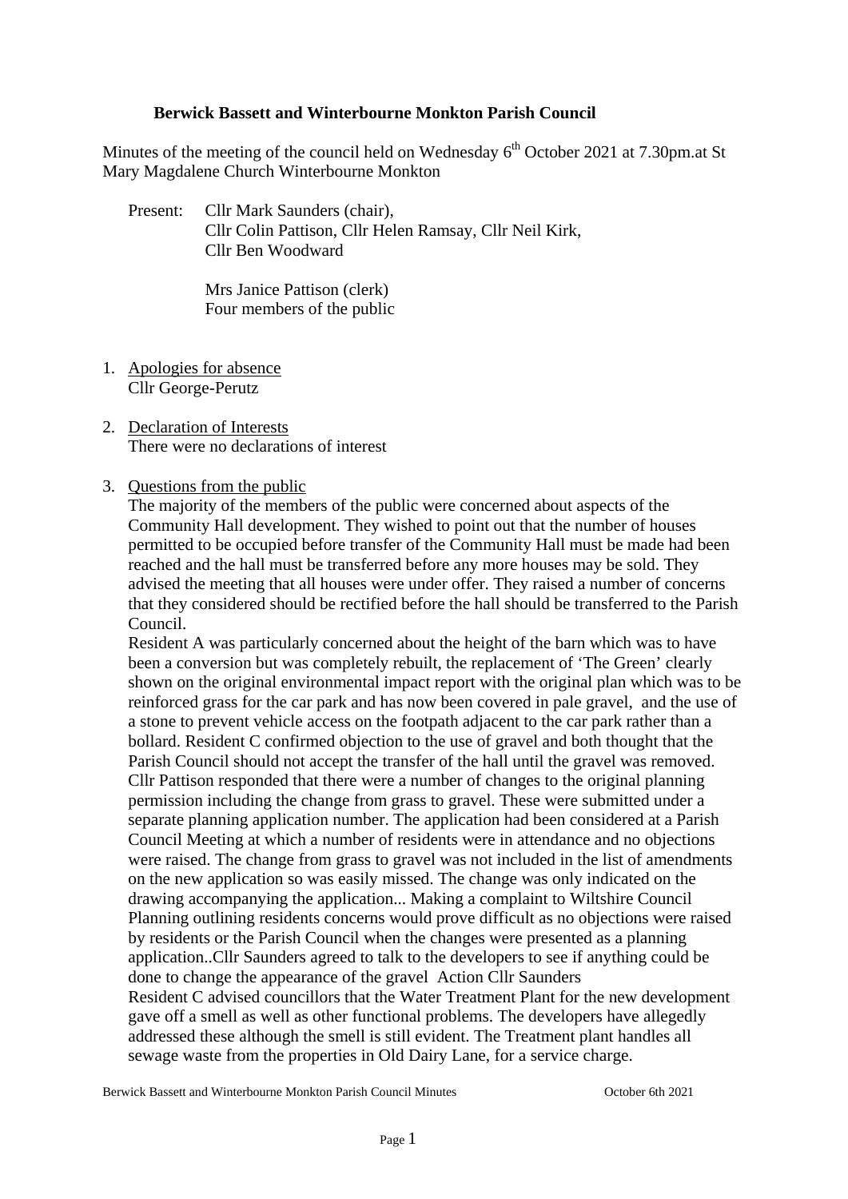# Berwick Bassett and Winterbourne Monkton Parish Council

Minutes of the meeting of the council held on Wednesday 6th October 2021 at 7.30pm.at St Mary Magdalene Church Winterbourne Monkton

Present: Cllr Mark Saunders (chair),
Cllr Colin Pattison, Cllr Helen Ramsay, Cllr Neil Kirk,
Cllr Ben Woodward

Mrs Janice Pattison (clerk)
Four members of the public

1. Apologies for absence
   Cllr George-Perutz

2. Declaration of Interests
   There were no declarations of interest

3. Questions from the public
   The majority of the members of the public were concerned about aspects of the Community Hall development. They wished to point out that the number of houses permitted to be occupied before transfer of the Community Hall must be made had been reached and the hall must be transferred before any more houses may be sold. They advised the meeting that all houses were under offer. They raised a number of concerns that they considered should be rectified before the hall should be transferred to the Parish Council.
   Resident A was particularly concerned about the height of the barn which was to have been a conversion but was completely rebuilt, the replacement of 'The Green' clearly shown on the original environmental impact report with the original plan which was to be reinforced grass for the car park and has now been covered in pale gravel, and the use of a stone to prevent vehicle access on the footpath adjacent to the car park rather than a bollard. Resident C confirmed objection to the use of gravel and both thought that the Parish Council should not accept the transfer of the hall until the gravel was removed. Cllr Pattison responded that there were a number of changes to the original planning permission including the change from grass to gravel. These were submitted under a separate planning application number. The application had been considered at a Parish Council Meeting at which a number of residents were in attendance and no objections were raised. The change from grass to gravel was not included in the list of amendments on the new application so was easily missed. The change was only indicated on the drawing accompanying the application... Making a complaint to Wiltshire Council Planning outlining residents concerns would prove difficult as no objections were raised by residents or the Parish Council when the changes were presented as a planning application..Cllr Saunders agreed to talk to the developers to see if anything could be done to change the appearance of the gravel Action Cllr Saunders
   Resident C advised councillors that the Water Treatment Plant for the new development gave off a smell as well as other functional problems. The developers have allegedly addressed these although the smell is still evident. The Treatment plant handles all sewage waste from the properties in Old Dairy Lane, for a service charge.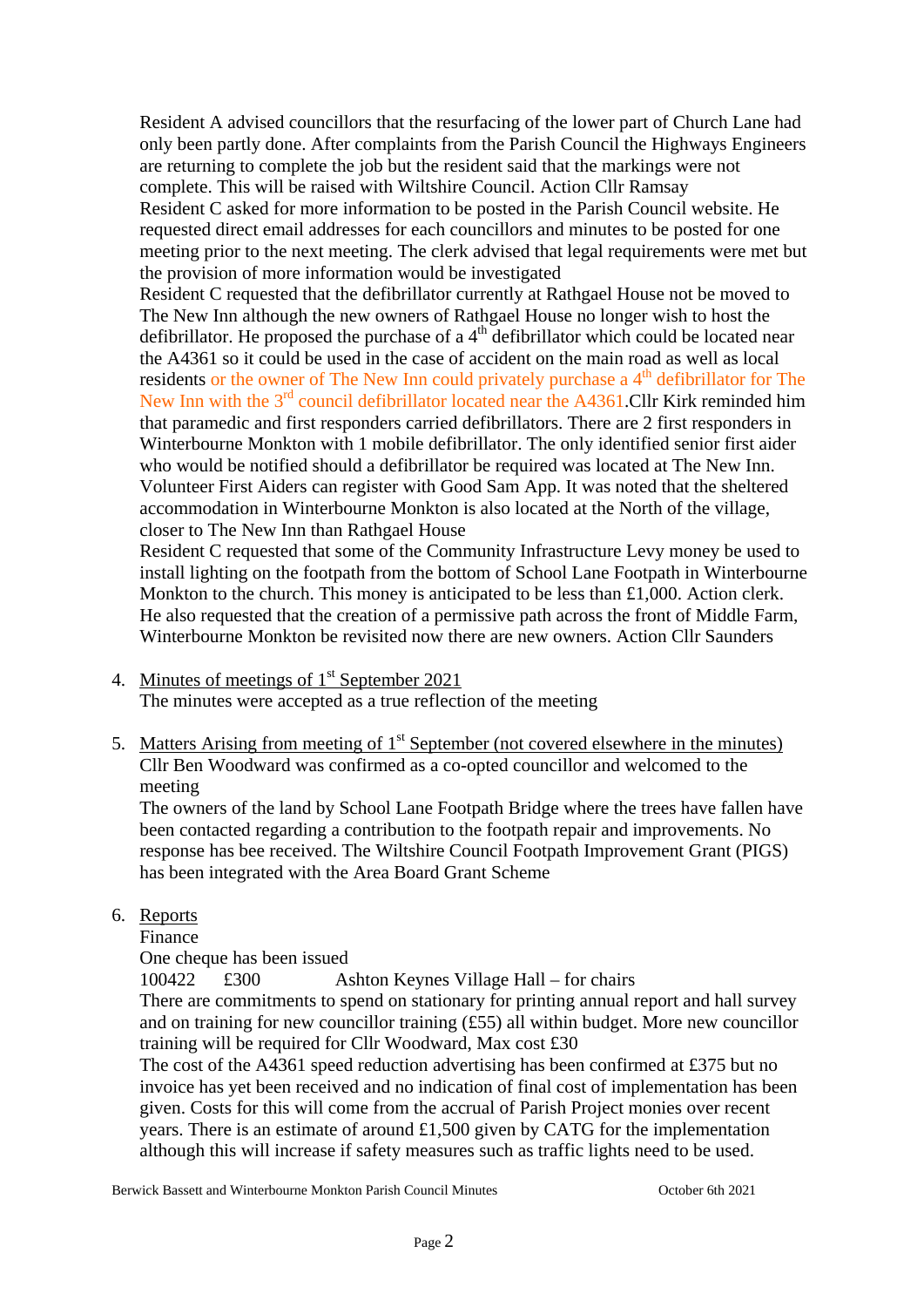Resident A advised councillors that the resurfacing of the lower part of Church Lane had only been partly done. After complaints from the Parish Council the Highways Engineers are returning to complete the job but the resident said that the markings were not complete. This will be raised with Wiltshire Council. Action Cllr Ramsay

Resident C asked for more information to be posted in the Parish Council website. He requested direct email addresses for each councillors and minutes to be posted for one meeting prior to the next meeting. The clerk advised that legal requirements were met but the provision of more information would be investigated

Resident C requested that the defibrillator currently at Rathgael House not be moved to The New Inn although the new owners of Rathgael House no longer wish to host the defibrillator. He proposed the purchase of a 4th defibrillator which could be located near the A4361 so it could be used in the case of accident on the main road as well as local residents or the owner of The New Inn could privately purchase a 4th defibrillator for The New Inn with the 3rd council defibrillator located near the A4361.Cllr Kirk reminded him that paramedic and first responders carried defibrillators. There are 2 first responders in Winterbourne Monkton with 1 mobile defibrillator. The only identified senior first aider who would be notified should a defibrillator be required was located at The New Inn. Volunteer First Aiders can register with Good Sam App. It was noted that the sheltered accommodation in Winterbourne Monkton is also located at the North of the village, closer to The New Inn than Rathgael House

Resident C requested that some of the Community Infrastructure Levy money be used to install lighting on the footpath from the bottom of School Lane Footpath in Winterbourne Monkton to the church. This money is anticipated to be less than £1,000. Action clerk. He also requested that the creation of a permissive path across the front of Middle Farm, Winterbourne Monkton be revisited now there are new owners. Action Cllr Saunders

4. Minutes of meetings of 1st September 2021
   The minutes were accepted as a true reflection of the meeting

5. Matters Arising from meeting of 1st September (not covered elsewhere in the minutes)
   Cllr Ben Woodward was confirmed as a co-opted councillor and welcomed to the meeting
   The owners of the land by School Lane Footpath Bridge where the trees have fallen have been contacted regarding a contribution to the footpath repair and improvements. No response has bee received. The Wiltshire Council Footpath Improvement Grant (PIGS) has been integrated with the Area Board Grant Scheme

6. Reports
   Finance
   One cheque has been issued
   100422 £300 Ashton Keynes Village Hall – for chairs
   There are commitments to spend on stationary for printing annual report and hall survey and on training for new councillor training (£55) all within budget. More new councillor training will be required for Cllr Woodward, Max cost £30
   The cost of the A4361 speed reduction advertising has been confirmed at £375 but no invoice has yet been received and no indication of final cost of implementation has been given. Costs for this will come from the accrual of Parish Project monies over recent years. There is an estimate of around £1,500 given by CATG for the implementation although this will increase if safety measures such as traffic lights need to be used.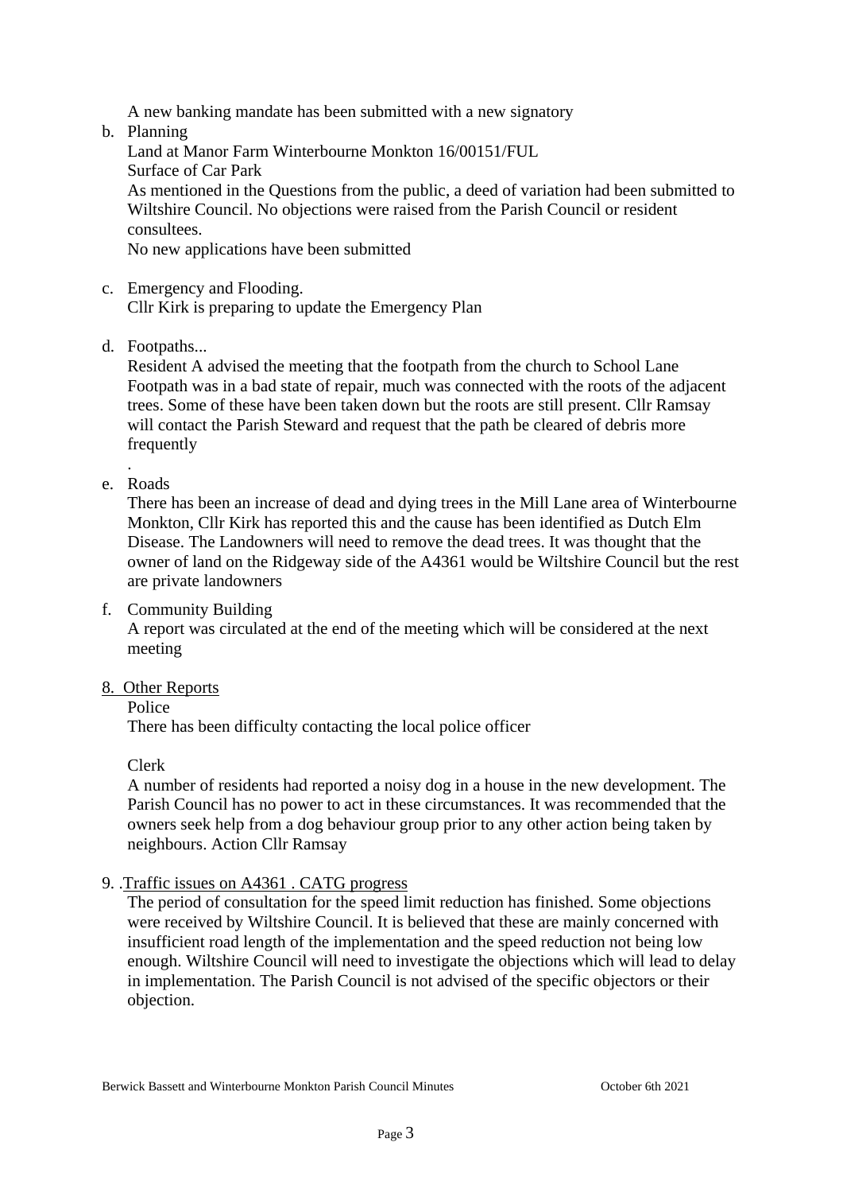A new banking mandate has been submitted with a new signatory

b. Planning

   Land at Manor Farm Winterbourne Monkton 16/00151/FUL
   Surface of Car Park
   As mentioned in the Questions from the public, a deed of variation had been submitted to Wiltshire Council. No objections were raised from the Parish Council or resident consultees.
   No new applications have been submitted

c. Emergency and Flooding.
   Cllr Kirk is preparing to update the Emergency Plan

d. Footpaths...
   Resident A advised the meeting that the footpath from the church to School Lane Footpath was in a bad state of repair, much was connected with the roots of the adjacent trees. Some of these have been taken down but the roots are still present. Cllr Ramsay will contact the Parish Steward and request that the path be cleared of debris more frequently
   .

e. Roads
   There has been an increase of dead and dying trees in the Mill Lane area of Winterbourne Monkton, Cllr Kirk has reported this and the cause has been identified as Dutch Elm Disease. The Landowners will need to remove the dead trees. It was thought that the owner of land on the Ridgeway side of the A4361 would be Wiltshire Council but the rest are private landowners

f. Community Building
   A report was circulated at the end of the meeting which will be considered at the next meeting

8. Other Reports

   Police
   There has been difficulty contacting the local police officer

   Clerk
   A number of residents had reported a noisy dog in a house in the new development. The Parish Council has no power to act in these circumstances. It was recommended that the owners seek help from a dog behaviour group prior to any other action being taken by neighbours. Action Cllr Ramsay

9. .Traffic issues on A4361 . CATG progress

   The period of consultation for the speed limit reduction has finished. Some objections were received by Wiltshire Council. It is believed that these are mainly concerned with insufficient road length of the implementation and the speed reduction not being low enough. Wiltshire Council will need to investigate the objections which will lead to delay in implementation. The Parish Council is not advised of the specific objectors or their objection.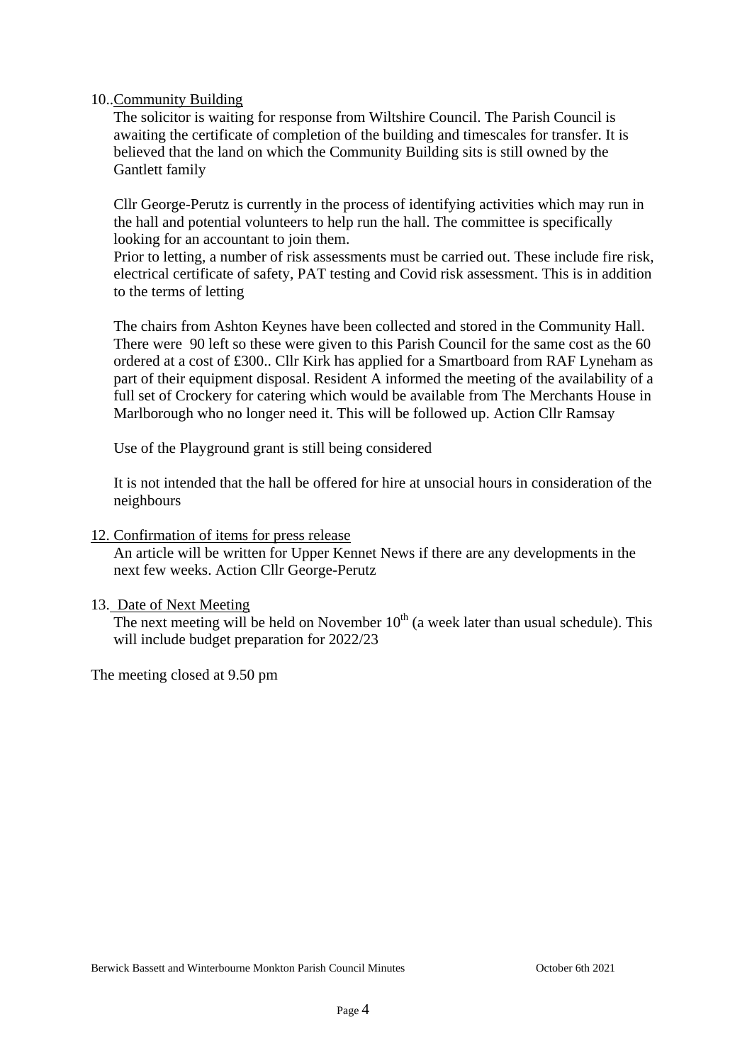10..<u>Community Building</u>

The solicitor is waiting for response from Wiltshire Council. The Parish Council is awaiting the certificate of completion of the building and timescales for transfer. It is believed that the land on which the Community Building sits is still owned by the Gantlett family

Cllr George-Perutz is currently in the process of identifying activities which may run in the hall and potential volunteers to help run the hall. The committee is specifically looking for an accountant to join them.
Prior to letting, a number of risk assessments must be carried out. These include fire risk, electrical certificate of safety, PAT testing and Covid risk assessment. This is in addition to the terms of letting

The chairs from Ashton Keynes have been collected and stored in the Community Hall. There were 90 left so these were given to this Parish Council for the same cost as the 60 ordered at a cost of £300.. Cllr Kirk has applied for a Smartboard from RAF Lyneham as part of their equipment disposal. Resident A informed the meeting of the availability of a full set of Crockery for catering which would be available from The Merchants House in Marlborough who no longer need it. This will be followed up. Action Cllr Ramsay

Use of the Playground grant is still being considered

It is not intended that the hall be offered for hire at unsocial hours in consideration of the neighbours

12. <u>Confirmation of items for press release</u>

An article will be written for Upper Kennet News if there are any developments in the next few weeks. Action Cllr George-Perutz

13. <u>Date of Next Meeting</u>

The next meeting will be held on November 10th (a week later than usual schedule). This will include budget preparation for 2022/23

The meeting closed at 9.50 pm